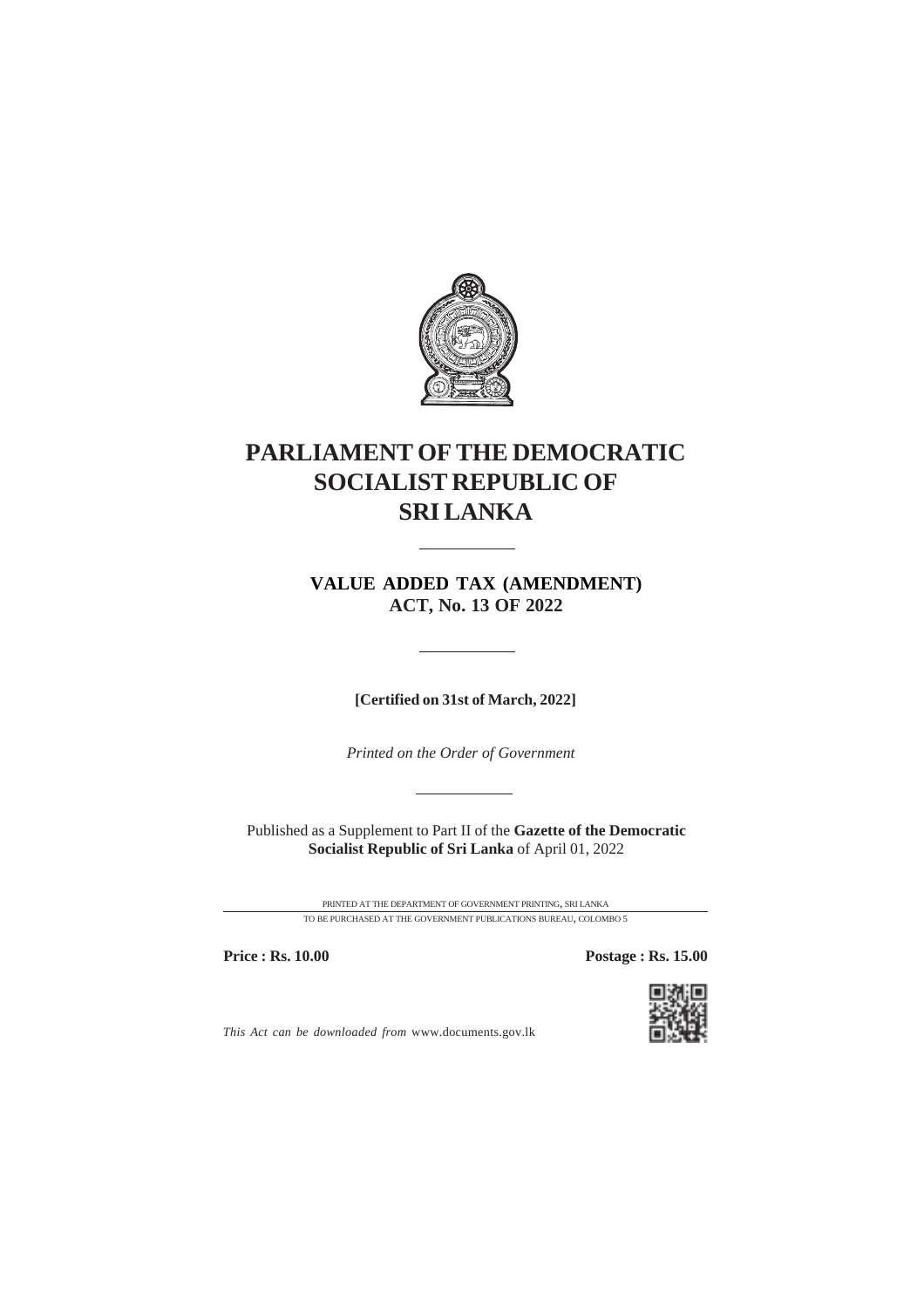# PARLIAMENT OF THE DEMOCRATIC SOCIALIST REPUBLIC OF SRI LANKA

## VALUE ADDED TAX (AMENDMENT) ACT, No. 13 OF 2022

**[Certified on 31st of March, 2022]**

*Printed on the Order of Government*

Published as a Supplement to Part II of the **Gazette of the Democratic Socialist Republic of Sri Lanka** of April 01, 2022

PRINTED AT THE DEPARTMENT OF GOVERNMENT PRINTING, SRI LANKA

TO BE PURCHASED AT THE GOVERNMENT PUBLICATIONS BUREAU, COLOMBO 5

**Price : Rs. 10.00** **Postage : Rs. 15.00**

*This Act can be downloaded from* www.documents.gov.lk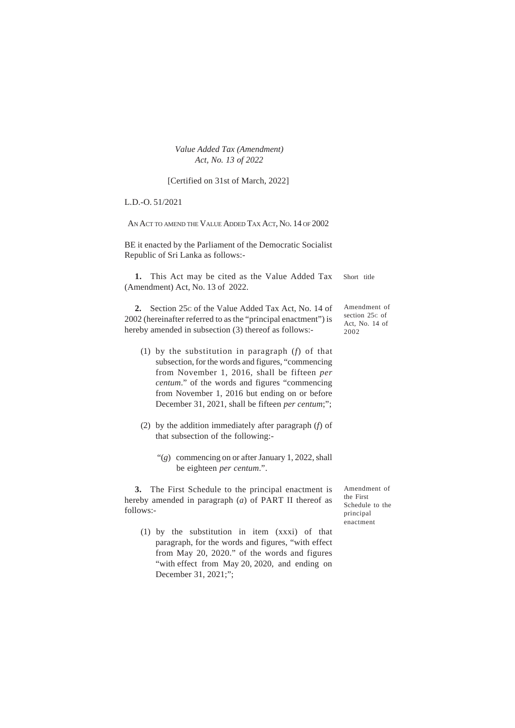*Value Added Tax (Amendment)*
*Act, No. 13 of 2022*

[Certified on 31st of March, 2022]

L.D.-O. 51/2021

AN ACT TO AMEND THE VALUE ADDED TAX ACT, NO. 14 OF 2002

BE it enacted by the Parliament of the Democratic Socialist Republic of Sri Lanka as follows:-

Short title

**1.** This Act may be cited as the Value Added Tax (Amendment) Act, No. 13 of 2022.

Amendment of section 25C of Act, No. 14 of 2002

**2.** Section 25C of the Value Added Tax Act, No. 14 of 2002 (hereinafter referred to as the "principal enactment") is hereby amended in subsection (3) thereof as follows:-

(1) by the substitution in paragraph (*f*) of that subsection, for the words and figures, "commencing from November 1, 2016, shall be fifteen *per centum*." of the words and figures "commencing from November 1, 2016 but ending on or before December 31, 2021, shall be fifteen *per centum*;";

(2) by the addition immediately after paragraph (*f*) of that subsection of the following:-

"(*g*) commencing on or after January 1, 2022, shall be eighteen *per centum*.".

Amendment of the First Schedule to the principal enactment

**3.** The First Schedule to the principal enactment is hereby amended in paragraph (*a*) of PART II thereof as follows:-

(1) by the substitution in item (xxxi) of that paragraph, for the words and figures, "with effect from May 20, 2020." of the words and figures "with effect from May 20, 2020, and ending on December 31, 2021;";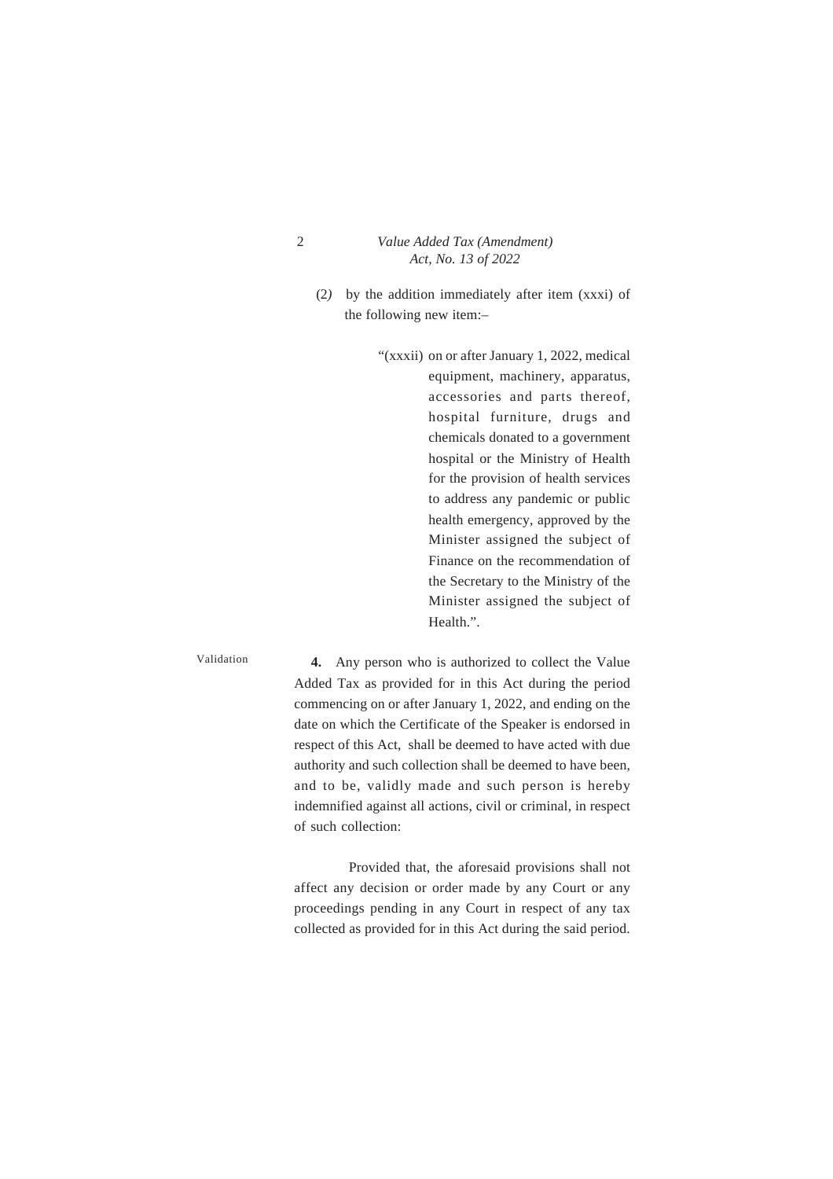(2) by the addition immediately after item (xxxi) of the following new item:–

"(xxxii) on or after January 1, 2022, medical equipment, machinery, apparatus, accessories and parts thereof, hospital furniture, drugs and chemicals donated to a government hospital or the Ministry of Health for the provision of health services to address any pandemic or public health emergency, approved by the Minister assigned the subject of Finance on the recommendation of the Secretary to the Ministry of the Minister assigned the subject of Health.".

Validation

**4.** Any person who is authorized to collect the Value Added Tax as provided for in this Act during the period commencing on or after January 1, 2022, and ending on the date on which the Certificate of the Speaker is endorsed in respect of this Act, shall be deemed to have acted with due authority and such collection shall be deemed to have been, and to be, validly made and such person is hereby indemnified against all actions, civil or criminal, in respect of such collection:

Provided that, the aforesaid provisions shall not affect any decision or order made by any Court or any proceedings pending in any Court in respect of any tax collected as provided for in this Act during the said period.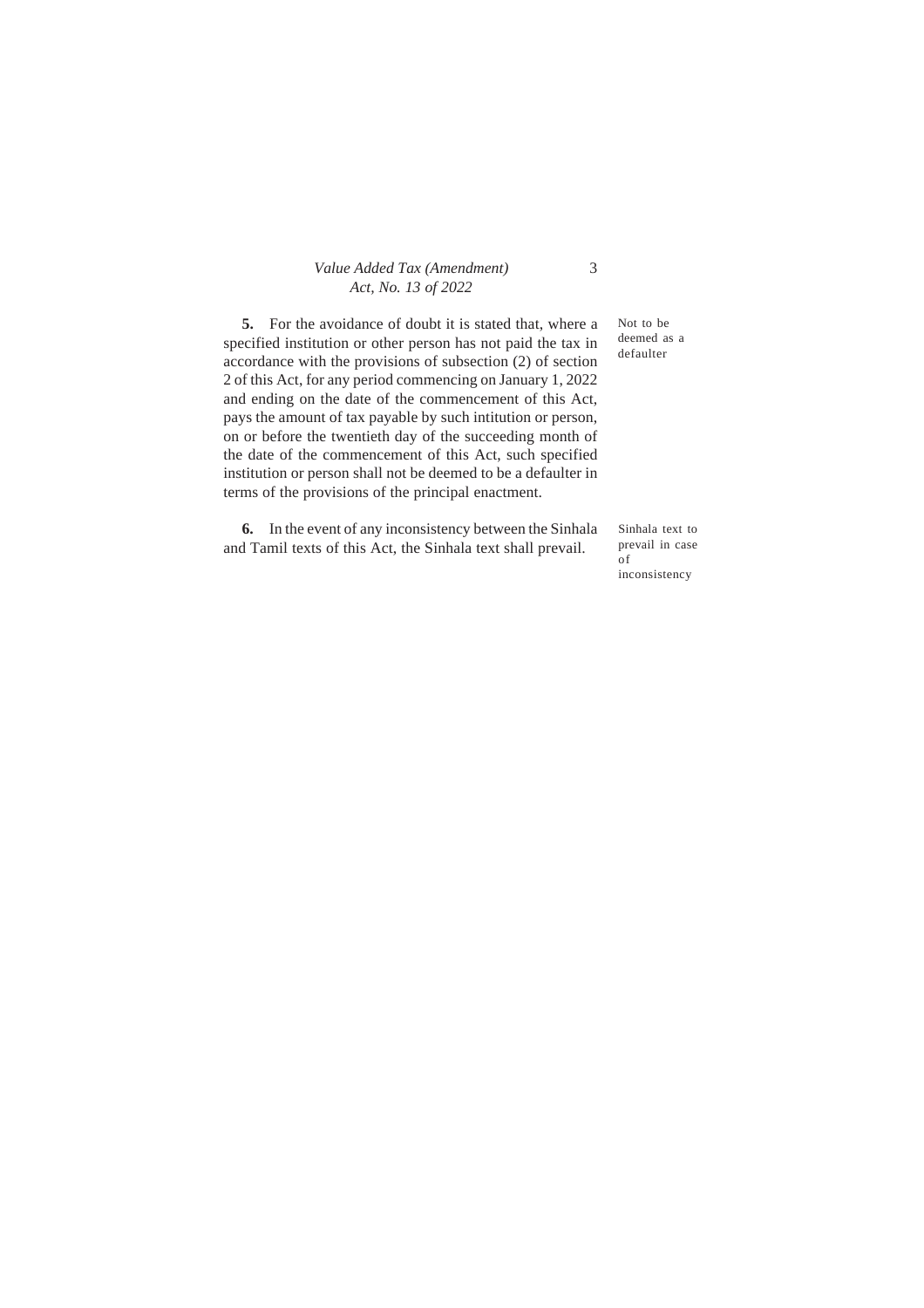**5.** For the avoidance of doubt it is stated that, where a specified institution or other person has not paid the tax in accordance with the provisions of subsection (2) of section 2 of this Act, for any period commencing on January 1, 2022 and ending on the date of the commencement of this Act, pays the amount of tax payable by such intitution or person, on or before the twentieth day of the succeeding month of the date of the commencement of this Act, such specified institution or person shall not be deemed to be a defaulter in terms of the provisions of the principal enactment.

Not to be deemed as a defaulter

**6.** In the event of any inconsistency between the Sinhala and Tamil texts of this Act, the Sinhala text shall prevail.

Sinhala text to prevail in case of inconsistency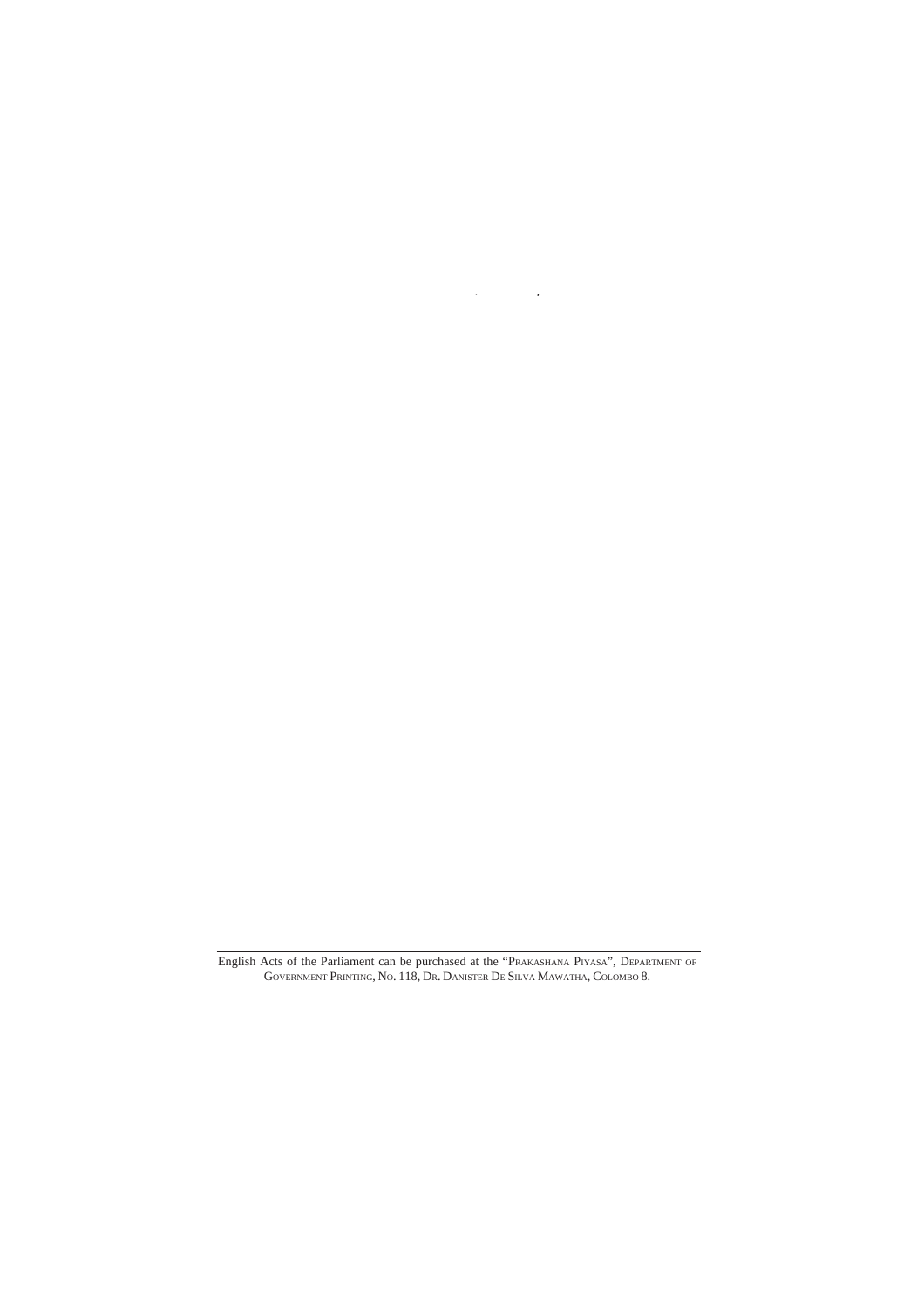English Acts of the Parliament can be purchased at the "PRAKASHANA PIYASA", DEPARTMENT OF GOVERNMENT PRINTING, NO. 118, DR. DANISTER DE SILVA MAWATHA, COLOMBO 8.